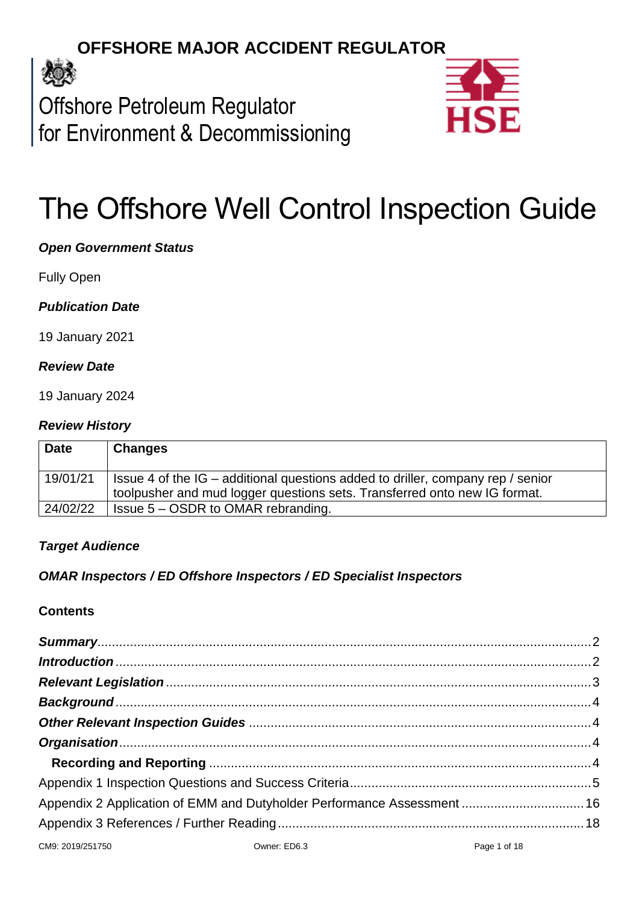# OFFSHORE MAJOR ACCIDENT REGULATOR

Offshore Petroleum Regulator for Environment & Decommissioning

HSE

# The Offshore Well Control Inspection Guide

***Open Government Status***

Fully Open

***Publication Date***

19 January 2021

***Review Date***

19 January 2024

***Review History***

| Date | Changes |
|---|---|
| 19/01/21 | Issue 4 of the IG – additional questions added to driller, company rep / senior toolpusher and mud logger questions sets. Transferred onto new IG format. |
| 24/02/22 | Issue 5 – OSDR to OMAR rebranding. |

***Target Audience***

***OMAR Inspectors / ED Offshore Inspectors / ED Specialist Inspectors***

**Contents**

- ***Summary*** ... 2
- ***Introduction*** ... 2
- ***Relevant Legislation*** ... 3
- ***Background*** ... 4
- ***Other Relevant Inspection Guides*** ... 4
- ***Organisation*** ... 4
  - **Recording and Reporting** ... 4
- Appendix 1 Inspection Questions and Success Criteria ... 5
- Appendix 2 Application of EMM and Dutyholder Performance Assessment ... 16
- Appendix 3 References / Further Reading ... 18

CM9: 2019/251750 Owner: ED6.3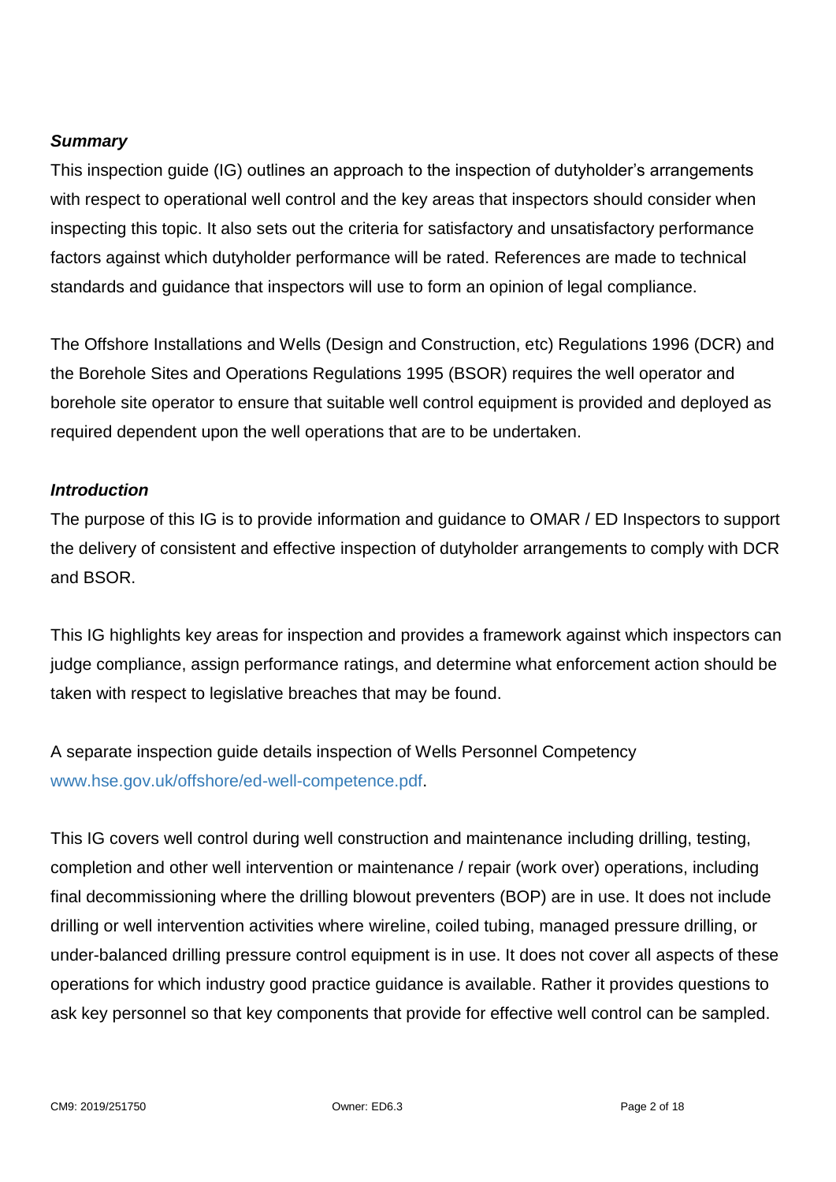### *Summary*

This inspection guide (IG) outlines an approach to the inspection of dutyholder's arrangements with respect to operational well control and the key areas that inspectors should consider when inspecting this topic. It also sets out the criteria for satisfactory and unsatisfactory performance factors against which dutyholder performance will be rated. References are made to technical standards and guidance that inspectors will use to form an opinion of legal compliance.

The Offshore Installations and Wells (Design and Construction, etc) Regulations 1996 (DCR) and the Borehole Sites and Operations Regulations 1995 (BSOR) requires the well operator and borehole site operator to ensure that suitable well control equipment is provided and deployed as required dependent upon the well operations that are to be undertaken.

### *Introduction*

The purpose of this IG is to provide information and guidance to OMAR / ED Inspectors to support the delivery of consistent and effective inspection of dutyholder arrangements to comply with DCR and BSOR.

This IG highlights key areas for inspection and provides a framework against which inspectors can judge compliance, assign performance ratings, and determine what enforcement action should be taken with respect to legislative breaches that may be found.

A separate inspection guide details inspection of Wells Personnel Competency www.hse.gov.uk/offshore/ed-well-competence.pdf.

This IG covers well control during well construction and maintenance including drilling, testing, completion and other well intervention or maintenance / repair (work over) operations, including final decommissioning where the drilling blowout preventers (BOP) are in use. It does not include drilling or well intervention activities where wireline, coiled tubing, managed pressure drilling, or under-balanced drilling pressure control equipment is in use. It does not cover all aspects of these operations for which industry good practice guidance is available. Rather it provides questions to ask key personnel so that key components that provide for effective well control can be sampled.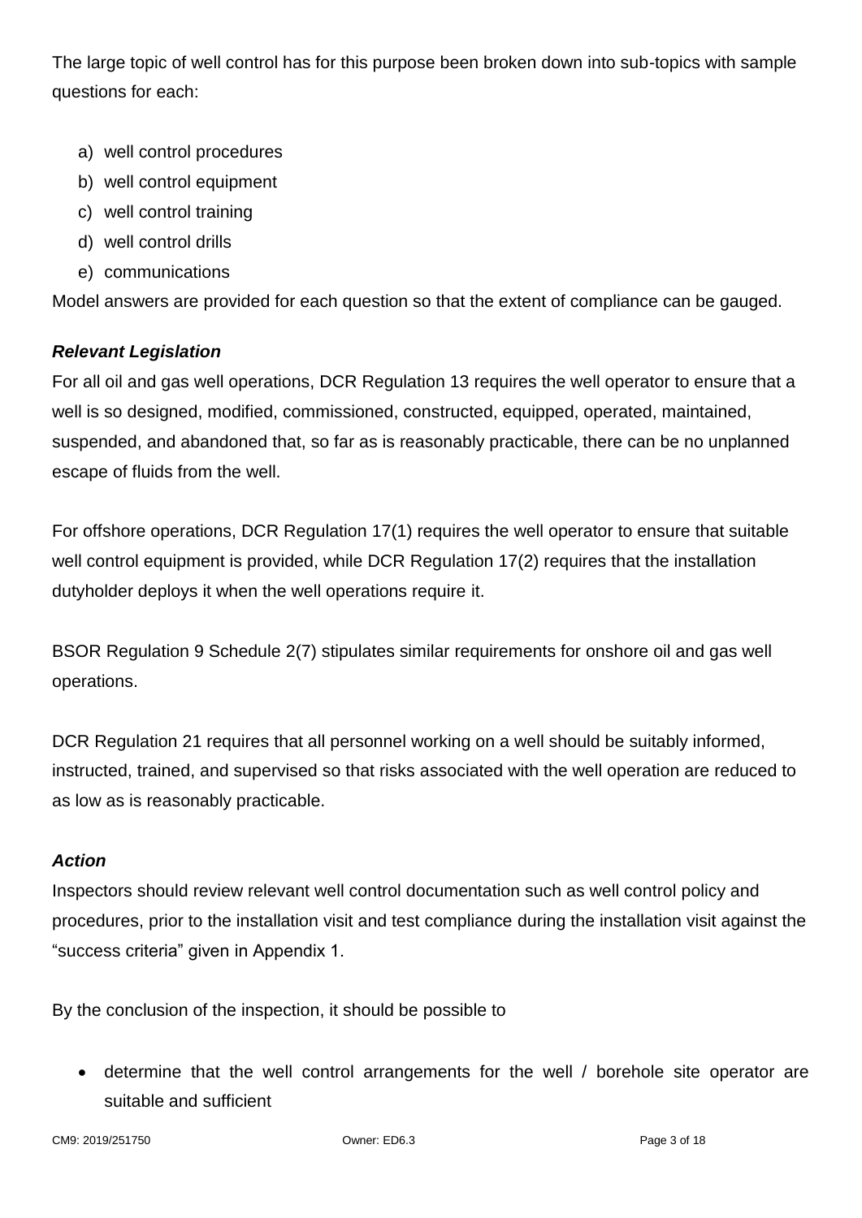The large topic of well control has for this purpose been broken down into sub-topics with sample questions for each:

a) well control procedures
b) well control equipment
c) well control training
d) well control drills
e) communications

Model answers are provided for each question so that the extent of compliance can be gauged.

***Relevant Legislation***

For all oil and gas well operations, DCR Regulation 13 requires the well operator to ensure that a well is so designed, modified, commissioned, constructed, equipped, operated, maintained, suspended, and abandoned that, so far as is reasonably practicable, there can be no unplanned escape of fluids from the well.

For offshore operations, DCR Regulation 17(1) requires the well operator to ensure that suitable well control equipment is provided, while DCR Regulation 17(2) requires that the installation dutyholder deploys it when the well operations require it.

BSOR Regulation 9 Schedule 2(7) stipulates similar requirements for onshore oil and gas well operations.

DCR Regulation 21 requires that all personnel working on a well should be suitably informed, instructed, trained, and supervised so that risks associated with the well operation are reduced to as low as is reasonably practicable.

***Action***

Inspectors should review relevant well control documentation such as well control policy and procedures, prior to the installation visit and test compliance during the installation visit against the "success criteria" given in Appendix 1.

By the conclusion of the inspection, it should be possible to

- determine that the well control arrangements for the well / borehole site operator are suitable and sufficient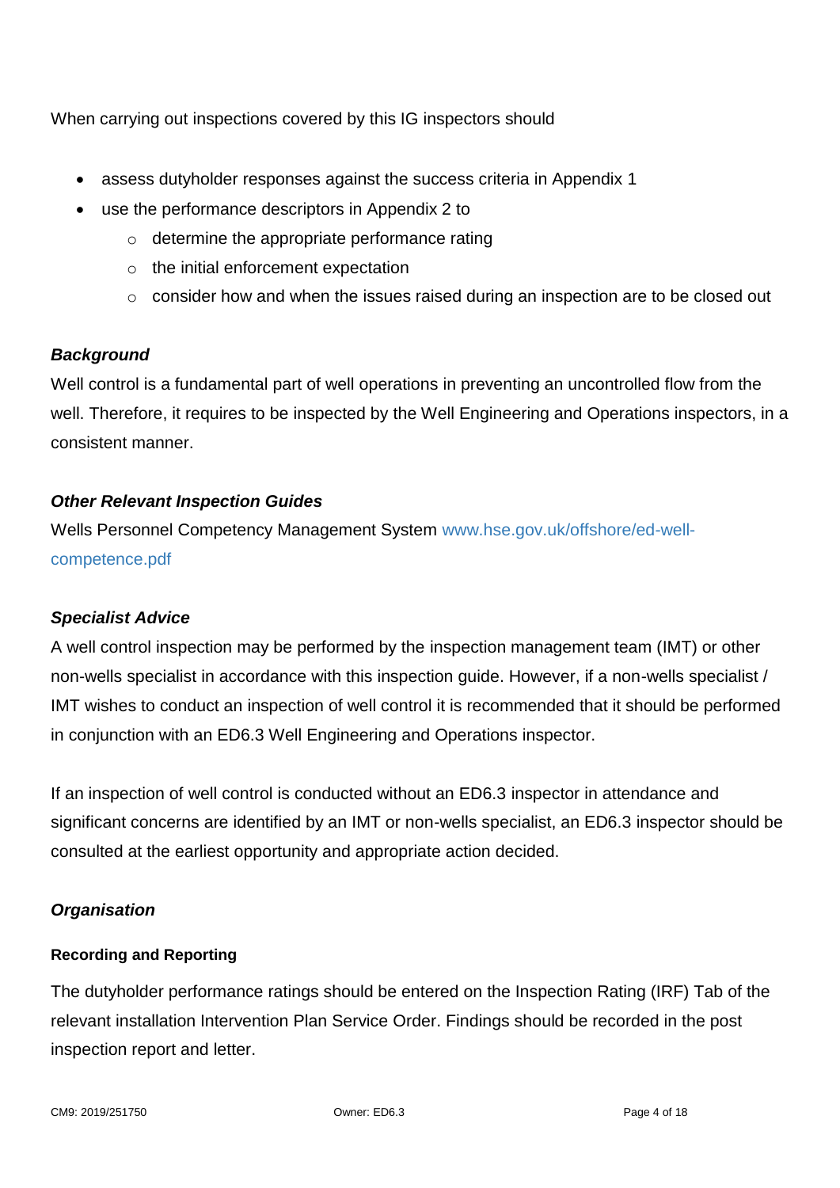When carrying out inspections covered by this IG inspectors should

- assess dutyholder responses against the success criteria in Appendix 1
- use the performance descriptors in Appendix 2 to
  - determine the appropriate performance rating
  - the initial enforcement expectation
  - consider how and when the issues raised during an inspection are to be closed out

### *Background*

Well control is a fundamental part of well operations in preventing an uncontrolled flow from the well. Therefore, it requires to be inspected by the Well Engineering and Operations inspectors, in a consistent manner.

### *Other Relevant Inspection Guides*

Wells Personnel Competency Management System www.hse.gov.uk/offshore/ed-well-competence.pdf

### *Specialist Advice*

A well control inspection may be performed by the inspection management team (IMT) or other non-wells specialist in accordance with this inspection guide. However, if a non-wells specialist / IMT wishes to conduct an inspection of well control it is recommended that it should be performed in conjunction with an ED6.3 Well Engineering and Operations inspector.

If an inspection of well control is conducted without an ED6.3 inspector in attendance and significant concerns are identified by an IMT or non-wells specialist, an ED6.3 inspector should be consulted at the earliest opportunity and appropriate action decided.

### *Organisation*

#### **Recording and Reporting**

The dutyholder performance ratings should be entered on the Inspection Rating (IRF) Tab of the relevant installation Intervention Plan Service Order. Findings should be recorded in the post inspection report and letter.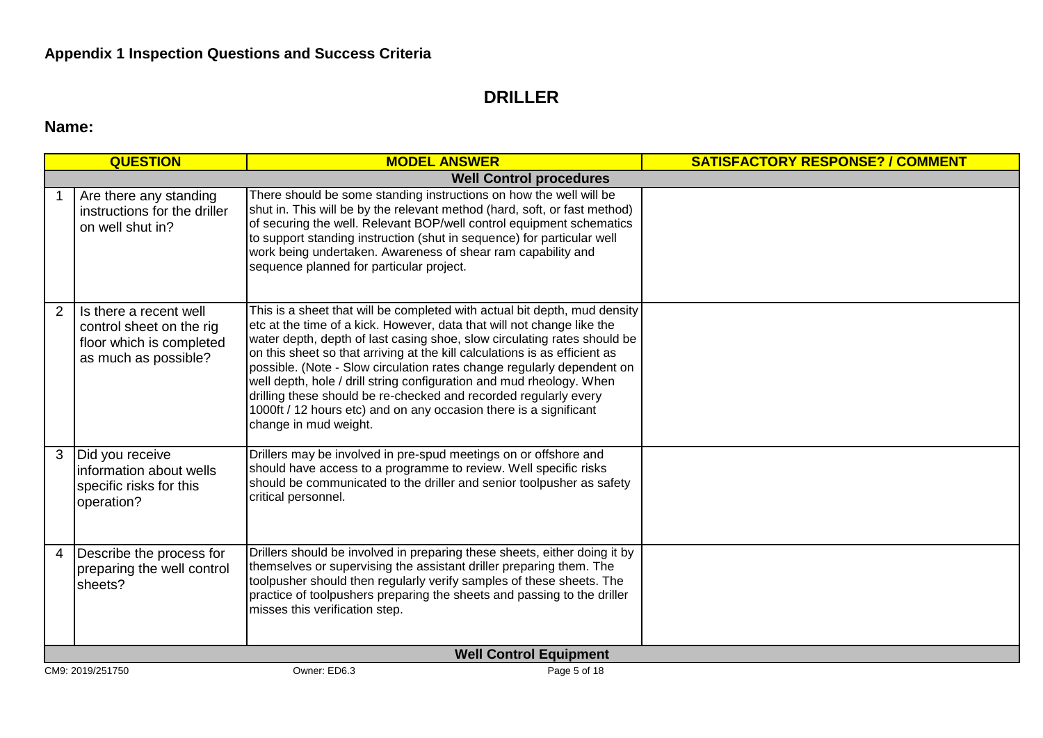## Appendix 1 Inspection Questions and Success Criteria

# DRILLER

**Name:**

| | QUESTION | MODEL ANSWER | SATISFACTORY RESPONSE? / COMMENT |
|---|---|---|---|
| | | **Well Control procedures** | |
| 1 | Are there any standing instructions for the driller on well shut in? | There should be some standing instructions on how the well will be shut in. This will be by the relevant method (hard, soft, or fast method) of securing the well. Relevant BOP/well control equipment schematics to support standing instruction (shut in sequence) for particular well work being undertaken. Awareness of shear ram capability and sequence planned for particular project. | |
| 2 | Is there a recent well control sheet on the rig floor which is completed as much as possible? | This is a sheet that will be completed with actual bit depth, mud density etc at the time of a kick. However, data that will not change like the water depth, depth of last casing shoe, slow circulating rates should be on this sheet so that arriving at the kill calculations is as efficient as possible. (Note - Slow circulation rates change regularly dependent on well depth, hole / drill string configuration and mud rheology. When drilling these should be re-checked and recorded regularly every 1000ft / 12 hours etc) and on any occasion there is a significant change in mud weight. | |
| 3 | Did you receive information about wells specific risks for this operation? | Drillers may be involved in pre-spud meetings on or offshore and should have access to a programme to review. Well specific risks should be communicated to the driller and senior toolpusher as safety critical personnel. | |
| 4 | Describe the process for preparing the well control sheets? | Drillers should be involved in preparing these sheets, either doing it by themselves or supervising the assistant driller preparing them. The toolpusher should then regularly verify samples of these sheets. The practice of toolpushers preparing the sheets and passing to the driller misses this verification step. | |
| | | **Well Control Equipment** | |

CM9: 2019/251750 Owner: ED6.3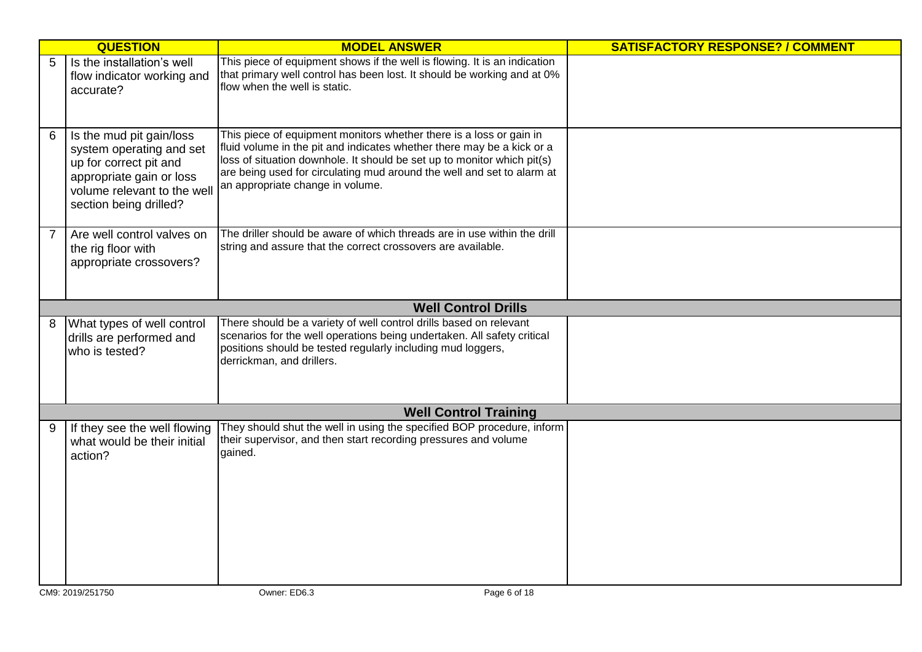| | QUESTION | MODEL ANSWER | SATISFACTORY RESPONSE? / COMMENT |
|---|---|---|---|
| 5 | Is the installation's well flow indicator working and accurate? | This piece of equipment shows if the well is flowing. It is an indication that primary well control has been lost. It should be working and at 0% flow when the well is static. | |
| 6 | Is the mud pit gain/loss system operating and set up for correct pit and appropriate gain or loss volume relevant to the well section being drilled? | This piece of equipment monitors whether there is a loss or gain in fluid volume in the pit and indicates whether there may be a kick or a loss of situation downhole. It should be set up to monitor which pit(s) are being used for circulating mud around the well and set to alarm at an appropriate change in volume. | |
| 7 | Are well control valves on the rig floor with appropriate crossovers? | The driller should be aware of which threads are in use within the drill string and assure that the correct crossovers are available. | |
| | | **Well Control Drills** | |
| 8 | What types of well control drills are performed and who is tested? | There should be a variety of well control drills based on relevant scenarios for the well operations being undertaken. All safety critical positions should be tested regularly including mud loggers, derrickman, and drillers. | |
| | | **Well Control Training** | |
| 9 | If they see the well flowing what would be their initial action? | They should shut the well in using the specified BOP procedure, inform their supervisor, and then start recording pressures and volume gained. | |

CM9: 2019/251750 Owner: ED6.3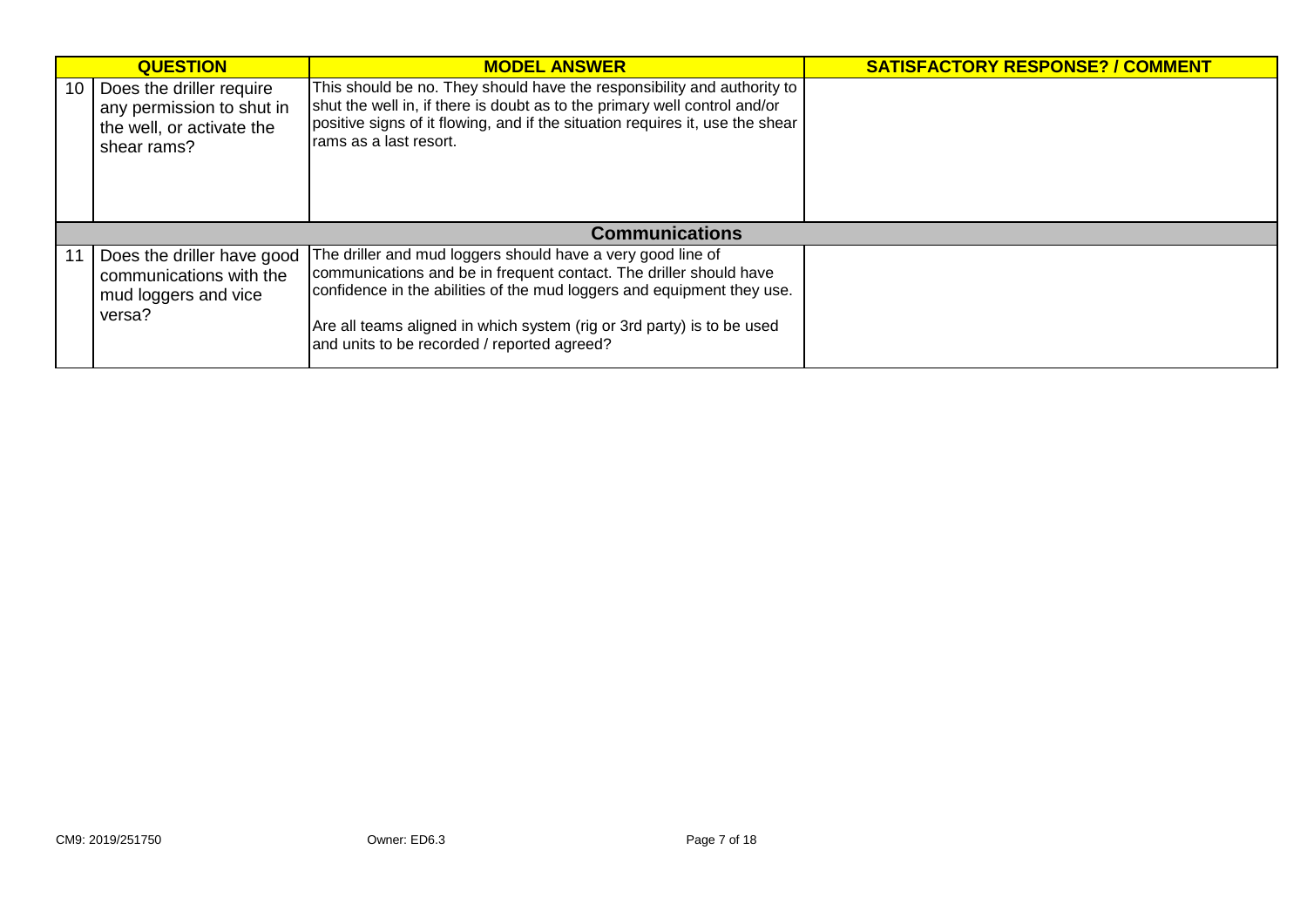| | QUESTION | MODEL ANSWER | SATISFACTORY RESPONSE? / COMMENT |
|---|---|---|---|
| 10 | Does the driller require any permission to shut in the well, or activate the shear rams? | This should be no. They should have the responsibility and authority to shut the well in, if there is doubt as to the primary well control and/or positive signs of it flowing, and if the situation requires it, use the shear rams as a last resort. | |
| | | **Communications** | |
| 11 | Does the driller have good communications with the mud loggers and vice versa? | The driller and mud loggers should have a very good line of communications and be in frequent contact. The driller should have confidence in the abilities of the mud loggers and equipment they use.<br><br>Are all teams aligned in which system (rig or 3rd party) is to be used and units to be recorded / reported agreed? | |

CM9: 2019/251750 Owner: ED6.3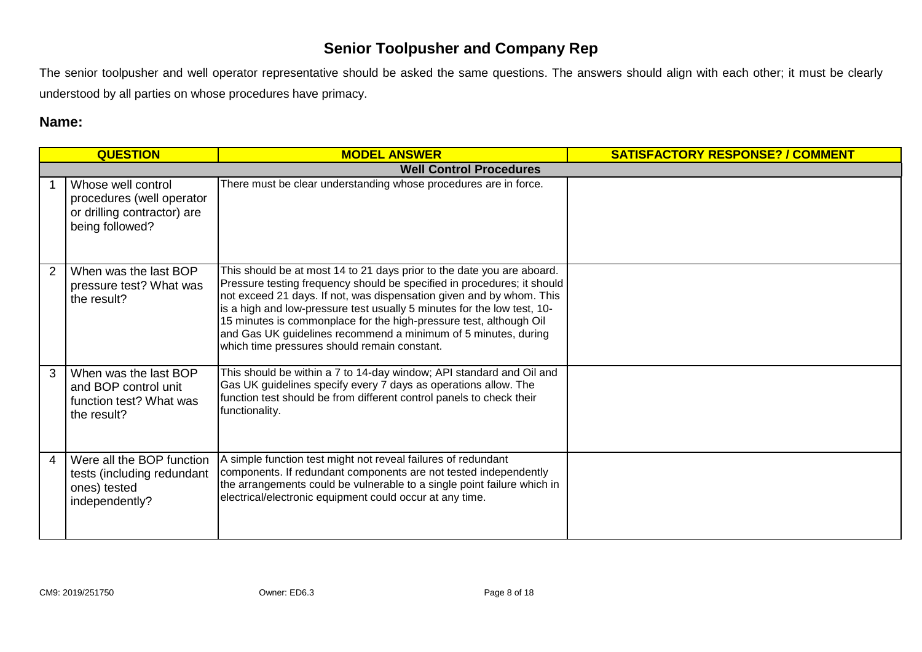# Senior Toolpusher and Company Rep

The senior toolpusher and well operator representative should be asked the same questions. The answers should align with each other; it must be clearly understood by all parties on whose procedures have primacy.

## Name:

| | QUESTION | MODEL ANSWER | SATISFACTORY RESPONSE? / COMMENT |
|---|---|---|---|
| | | **Well Control Procedures** | |
| 1 | Whose well control procedures (well operator or drilling contractor) are being followed? | There must be clear understanding whose procedures are in force. | |
| 2 | When was the last BOP pressure test? What was the result? | This should be at most 14 to 21 days prior to the date you are aboard. Pressure testing frequency should be specified in procedures; it should not exceed 21 days. If not, was dispensation given and by whom. This is a high and low-pressure test usually 5 minutes for the low test, 10-15 minutes is commonplace for the high-pressure test, although Oil and Gas UK guidelines recommend a minimum of 5 minutes, during which time pressures should remain constant. | |
| 3 | When was the last BOP and BOP control unit function test? What was the result? | This should be within a 7 to 14-day window; API standard and Oil and Gas UK guidelines specify every 7 days as operations allow. The function test should be from different control panels to check their functionality. | |
| 4 | Were all the BOP function tests (including redundant ones) tested independently? | A simple function test might not reveal failures of redundant components. If redundant components are not tested independently the arrangements could be vulnerable to a single point failure which in electrical/electronic equipment could occur at any time. | |

CM9: 2019/251750 Owner: ED6.3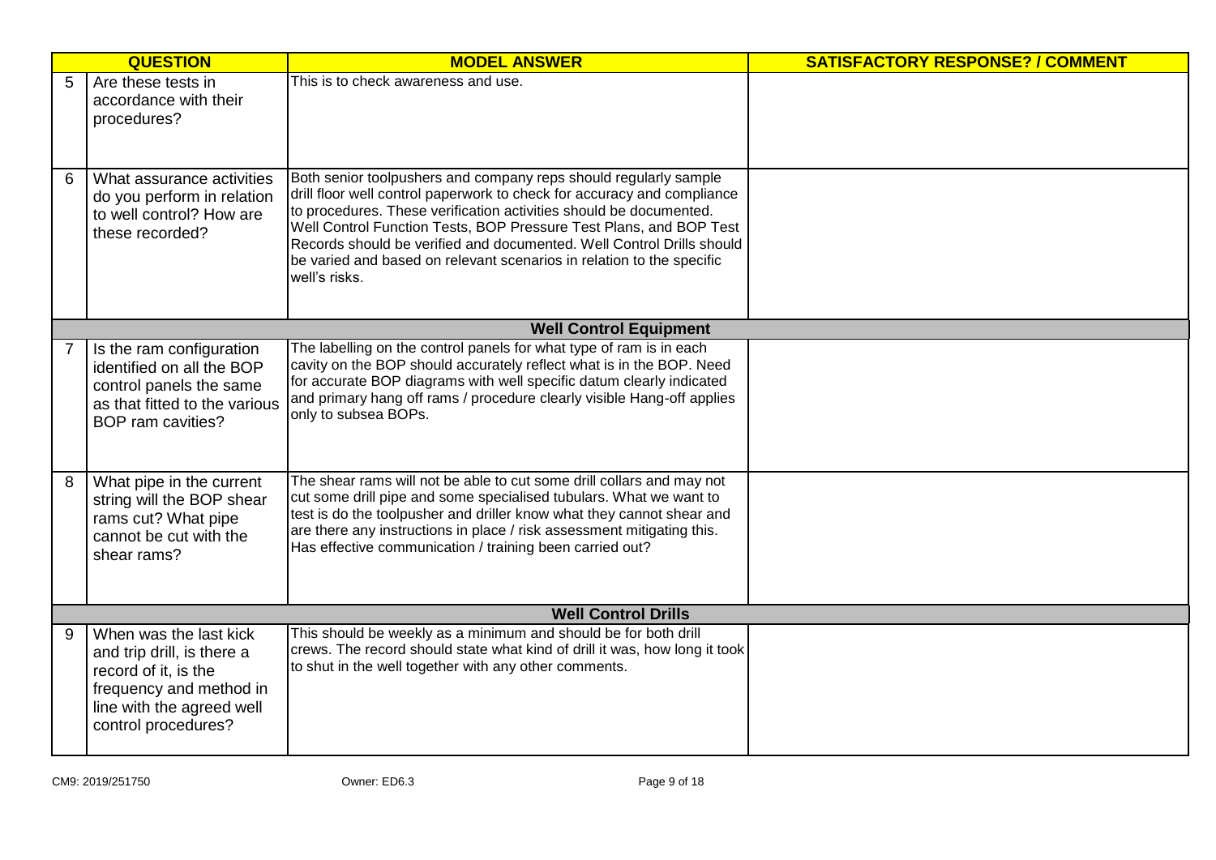| | QUESTION | MODEL ANSWER | SATISFACTORY RESPONSE? / COMMENT |
|---|---|---|---|
| 5 | Are these tests in accordance with their procedures? | This is to check awareness and use. | |
| 6 | What assurance activities do you perform in relation to well control? How are these recorded? | Both senior toolpushers and company reps should regularly sample drill floor well control paperwork to check for accuracy and compliance to procedures. These verification activities should be documented. Well Control Function Tests, BOP Pressure Test Plans, and BOP Test Records should be verified and documented. Well Control Drills should be varied and based on relevant scenarios in relation to the specific well's risks. | |
| | **Well Control Equipment** | | |
| 7 | Is the ram configuration identified on all the BOP control panels the same as that fitted to the various BOP ram cavities? | The labelling on the control panels for what type of ram is in each cavity on the BOP should accurately reflect what is in the BOP. Need for accurate BOP diagrams with well specific datum clearly indicated and primary hang off rams / procedure clearly visible Hang-off applies only to subsea BOPs. | |
| 8 | What pipe in the current string will the BOP shear rams cut? What pipe cannot be cut with the shear rams? | The shear rams will not be able to cut some drill collars and may not cut some drill pipe and some specialised tubulars. What we want to test is do the toolpusher and driller know what they cannot shear and are there any instructions in place / risk assessment mitigating this. Has effective communication / training been carried out? | |
| | **Well Control Drills** | | |
| 9 | When was the last kick and trip drill, is there a record of it, is the frequency and method in line with the agreed well control procedures? | This should be weekly as a minimum and should be for both drill crews. The record should state what kind of drill it was, how long it took to shut in the well together with any other comments. | |

CM9: 2019/251750 Owner: ED6.3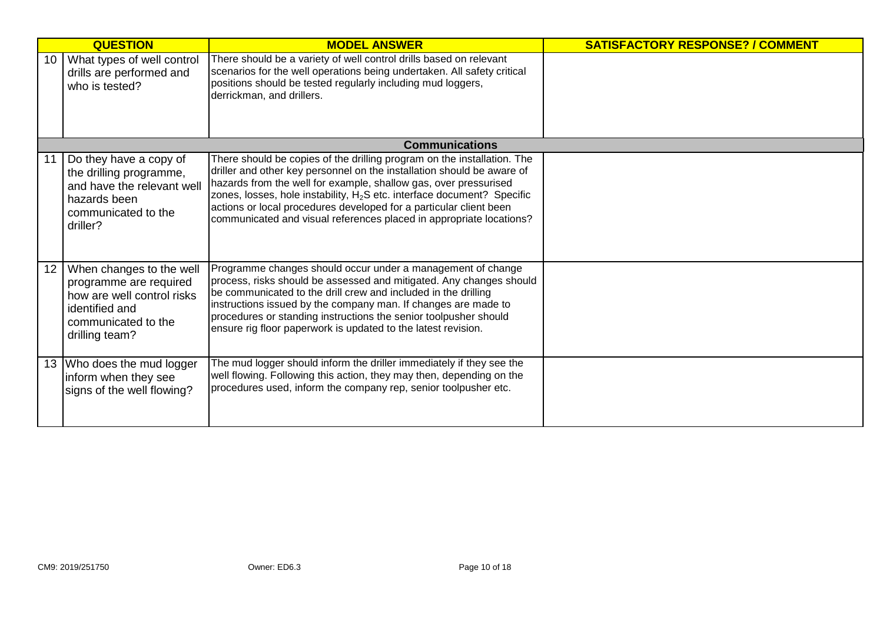| | QUESTION | MODEL ANSWER | SATISFACTORY RESPONSE? / COMMENT |
|---|---|---|---|
| 10 | What types of well control drills are performed and who is tested? | There should be a variety of well control drills based on relevant scenarios for the well operations being undertaken. All safety critical positions should be tested regularly including mud loggers, derrickman, and drillers. | |
| | | **Communications** | |
| 11 | Do they have a copy of the drilling programme, and have the relevant well hazards been communicated to the driller? | There should be copies of the drilling program on the installation. The driller and other key personnel on the installation should be aware of hazards from the well for example, shallow gas, over pressurised zones, losses, hole instability, $H_2S$ etc. interface document? Specific actions or local procedures developed for a particular client been communicated and visual references placed in appropriate locations? | |
| 12 | When changes to the well programme are required how are well control risks identified and communicated to the drilling team? | Programme changes should occur under a management of change process, risks should be assessed and mitigated. Any changes should be communicated to the drill crew and included in the drilling instructions issued by the company man. If changes are made to procedures or standing instructions the senior toolpusher should ensure rig floor paperwork is updated to the latest revision. | |
| 13 | Who does the mud logger inform when they see signs of the well flowing? | The mud logger should inform the driller immediately if they see the well flowing. Following this action, they may then, depending on the procedures used, inform the company rep, senior toolpusher etc. | |

CM9: 2019/251750 Owner: ED6.3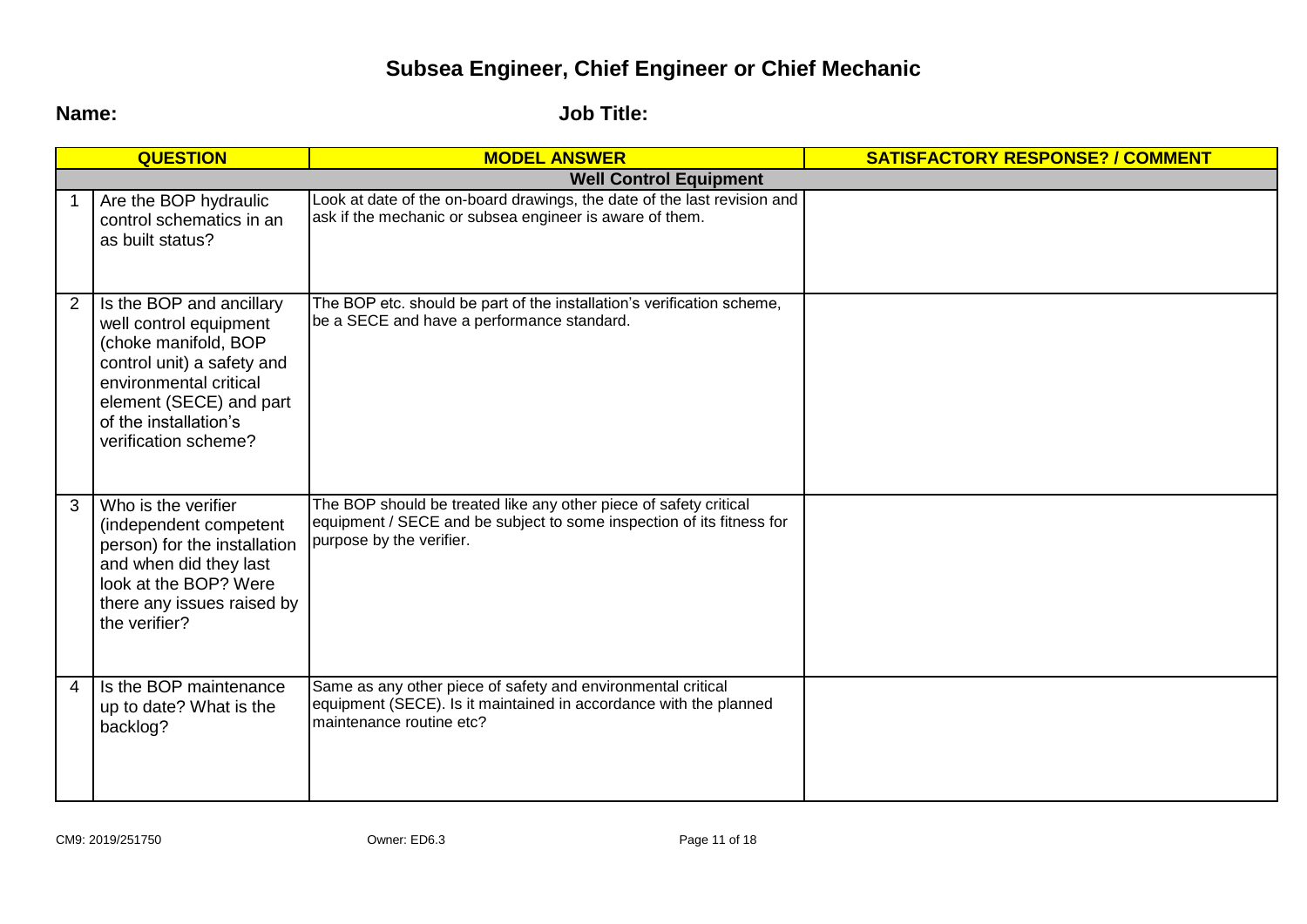# Subsea Engineer, Chief Engineer or Chief Mechanic

**Name:** **Job Title:**

| | QUESTION | MODEL ANSWER | SATISFACTORY RESPONSE? / COMMENT |
|---|---|---|---|
| | | **Well Control Equipment** | |
| 1 | Are the BOP hydraulic control schematics in an as built status? | Look at date of the on-board drawings, the date of the last revision and ask if the mechanic or subsea engineer is aware of them. | |
| 2 | Is the BOP and ancillary well control equipment (choke manifold, BOP control unit) a safety and environmental critical element (SECE) and part of the installation's verification scheme? | The BOP etc. should be part of the installation's verification scheme, be a SECE and have a performance standard. | |
| 3 | Who is the verifier (independent competent person) for the installation and when did they last look at the BOP? Were there any issues raised by the verifier? | The BOP should be treated like any other piece of safety critical equipment / SECE and be subject to some inspection of its fitness for purpose by the verifier. | |
| 4 | Is the BOP maintenance up to date? What is the backlog? | Same as any other piece of safety and environmental critical equipment (SECE). Is it maintained in accordance with the planned maintenance routine etc? | |

CM9: 2019/251750 Owner: ED6.3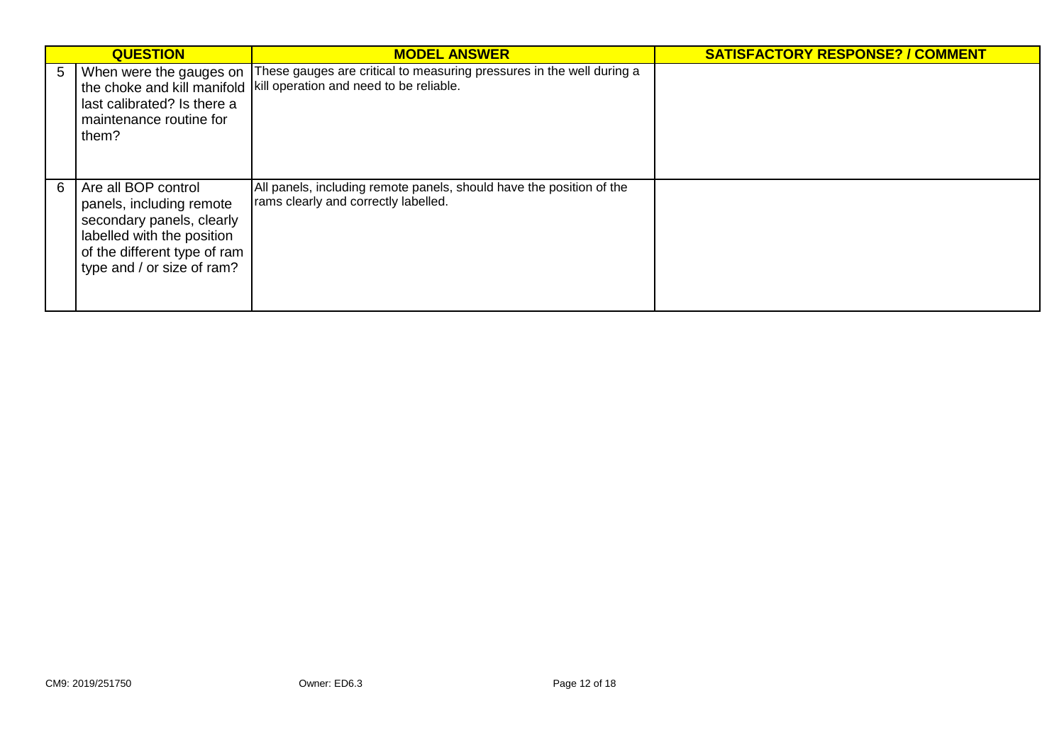| | QUESTION | MODEL ANSWER | SATISFACTORY RESPONSE? / COMMENT |
|---|---|---|---|
| 5 | When were the gauges on the choke and kill manifold last calibrated? Is there a maintenance routine for them? | These gauges are critical to measuring pressures in the well during a kill operation and need to be reliable. | |
| 6 | Are all BOP control panels, including remote secondary panels, clearly labelled with the position of the different type of ram type and / or size of ram? | All panels, including remote panels, should have the position of the rams clearly and correctly labelled. | |

CM9: 2019/251750 Owner: ED6.3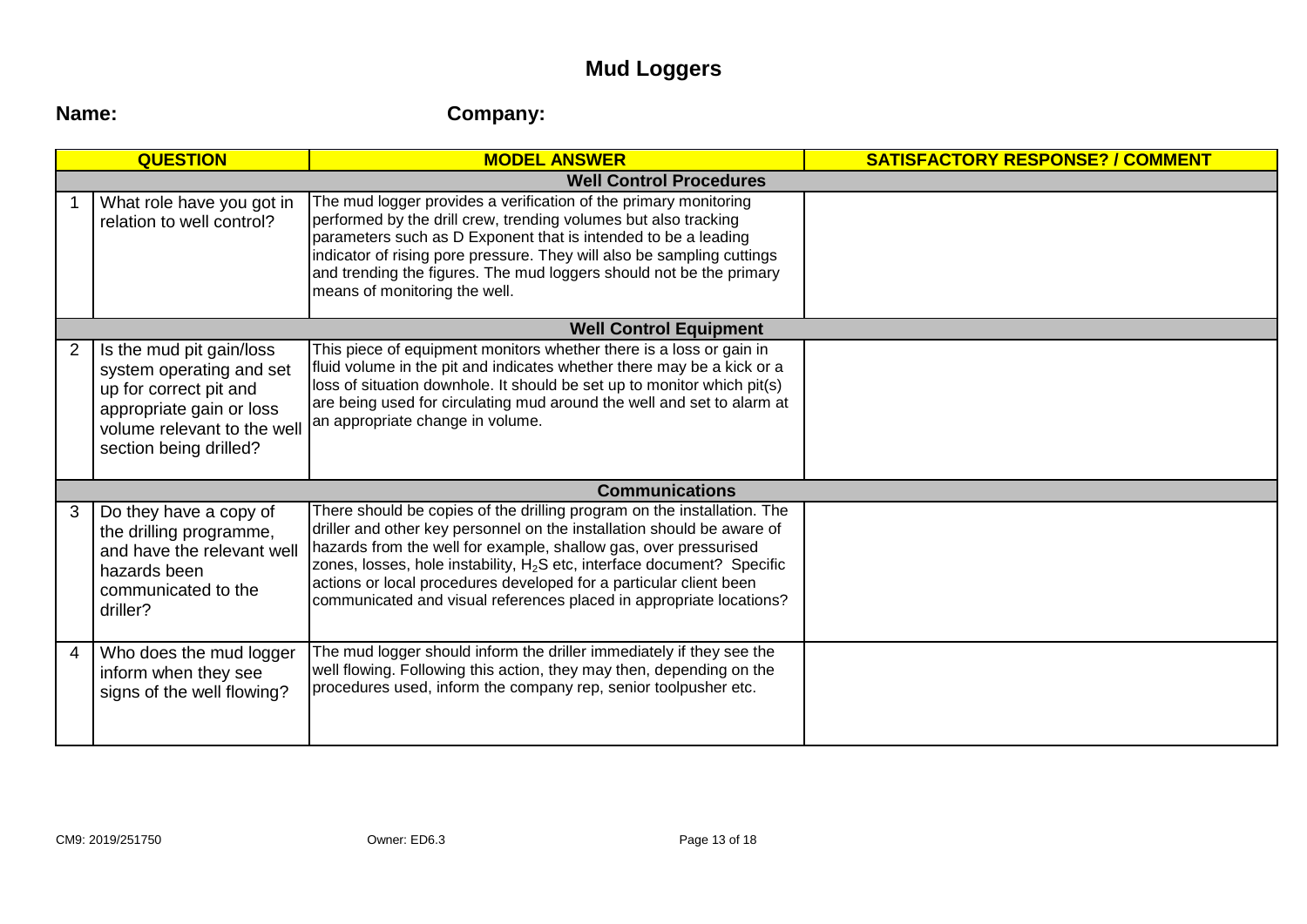# Mud Loggers

**Name:** **Company:**

| | QUESTION | MODEL ANSWER | SATISFACTORY RESPONSE? / COMMENT |
|---|---|---|---|
| | | **Well Control Procedures** | |
| 1 | What role have you got in relation to well control? | The mud logger provides a verification of the primary monitoring performed by the drill crew, trending volumes but also tracking parameters such as D Exponent that is intended to be a leading indicator of rising pore pressure. They will also be sampling cuttings and trending the figures. The mud loggers should not be the primary means of monitoring the well. | |
| | | **Well Control Equipment** | |
| 2 | Is the mud pit gain/loss system operating and set up for correct pit and appropriate gain or loss volume relevant to the well section being drilled? | This piece of equipment monitors whether there is a loss or gain in fluid volume in the pit and indicates whether there may be a kick or a loss of situation downhole. It should be set up to monitor which pit(s) are being used for circulating mud around the well and set to alarm at an appropriate change in volume. | |
| | | **Communications** | |
| 3 | Do they have a copy of the drilling programme, and have the relevant well hazards been communicated to the driller? | There should be copies of the drilling program on the installation. The driller and other key personnel on the installation should be aware of hazards from the well for example, shallow gas, over pressurised zones, losses, hole instability, $H_2S$ etc, interface document? Specific actions or local procedures developed for a particular client been communicated and visual references placed in appropriate locations? | |
| 4 | Who does the mud logger inform when they see signs of the well flowing? | The mud logger should inform the driller immediately if they see the well flowing. Following this action, they may then, depending on the procedures used, inform the company rep, senior toolpusher etc. | |

CM9: 2019/251750 Owner: ED6.3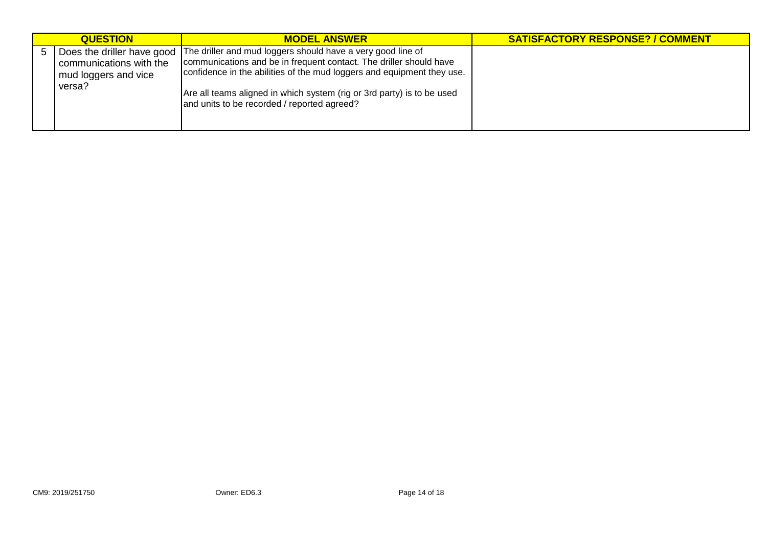| | QUESTION | MODEL ANSWER | SATISFACTORY RESPONSE? / COMMENT |
|---|---|---|---|
| 5 | Does the driller have good communications with the mud loggers and vice versa? | The driller and mud loggers should have a very good line of communications and be in frequent contact. The driller should have confidence in the abilities of the mud loggers and equipment they use.<br><br>Are all teams aligned in which system (rig or 3rd party) is to be used and units to be recorded / reported agreed? | |

CM9: 2019/251750 Owner: ED6.3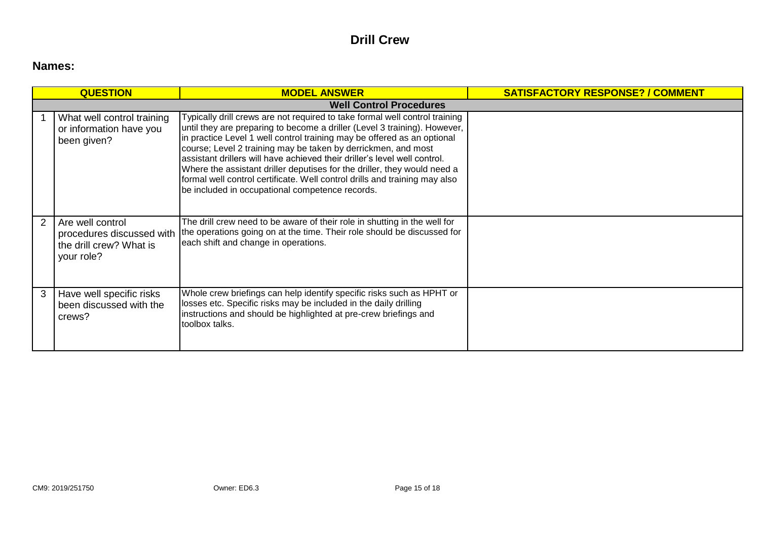# Drill Crew

## Names:

| | QUESTION | MODEL ANSWER | SATISFACTORY RESPONSE? / COMMENT |
|---|---|---|---|
| | | **Well Control Procedures** | |
| 1 | What well control training or information have you been given? | Typically drill crews are not required to take formal well control training until they are preparing to become a driller (Level 3 training). However, in practice Level 1 well control training may be offered as an optional course; Level 2 training may be taken by derrickmen, and most assistant drillers will have achieved their driller's level well control. Where the assistant driller deputises for the driller, they would need a formal well control certificate. Well control drills and training may also be included in occupational competence records. | |
| 2 | Are well control procedures discussed with the drill crew? What is your role? | The drill crew need to be aware of their role in shutting in the well for the operations going on at the time. Their role should be discussed for each shift and change in operations. | |
| 3 | Have well specific risks been discussed with the crews? | Whole crew briefings can help identify specific risks such as HPHT or losses etc. Specific risks may be included in the daily drilling instructions and should be highlighted at pre-crew briefings and toolbox talks. | |

CM9: 2019/251750 Owner: ED6.3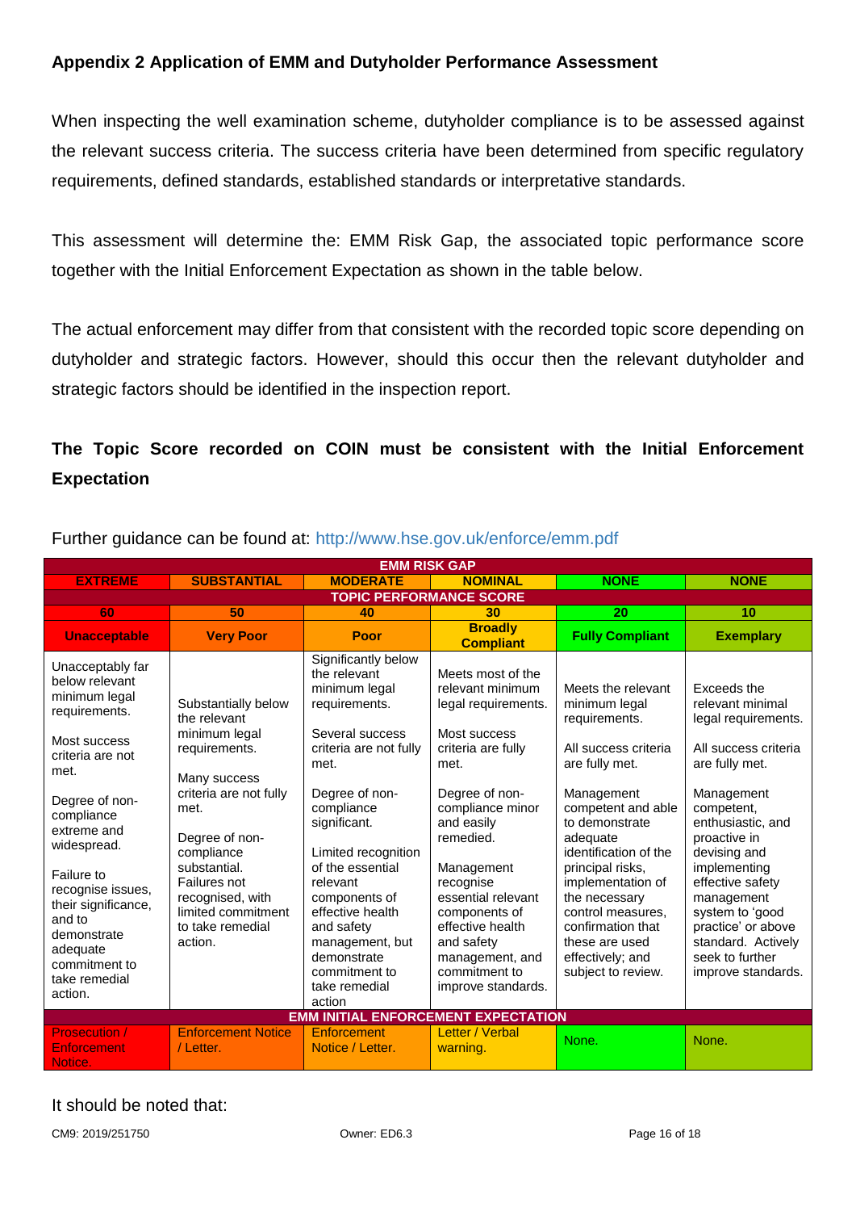## Appendix 2 Application of EMM and Dutyholder Performance Assessment

When inspecting the well examination scheme, dutyholder compliance is to be assessed against the relevant success criteria. The success criteria have been determined from specific regulatory requirements, defined standards, established standards or interpretative standards.

This assessment will determine the: EMM Risk Gap, the associated topic performance score together with the Initial Enforcement Expectation as shown in the table below.

The actual enforcement may differ from that consistent with the recorded topic score depending on dutyholder and strategic factors. However, should this occur then the relevant dutyholder and strategic factors should be identified in the inspection report.

**The Topic Score recorded on COIN must be consistent with the Initial Enforcement Expectation**

Further guidance can be found at: http://www.hse.gov.uk/enforce/emm.pdf

| EMM RISK GAP | | | | | |
|---|---|---|---|---|---|
| **EXTREME** | **SUBSTANTIAL** | **MODERATE** | **NOMINAL** | **NONE** | **NONE** |
| **TOPIC PERFORMANCE SCORE** | | | | | |
| **60** | **50** | **40** | **30** | **20** | **10** |
| **Unacceptable** | **Very Poor** | **Poor** | **Broadly Compliant** | **Fully Compliant** | **Exemplary** |
| Unacceptably far below relevant minimum legal requirements.<br><br>Most success criteria are not met.<br><br>Degree of non-compliance extreme and widespread.<br><br>Failure to recognise issues, their significance, and to demonstrate adequate commitment to take remedial action. | Substantially below the relevant minimum legal requirements.<br><br>Many success criteria are not fully met.<br><br>Degree of non-compliance substantial. Failures not recognised, with limited commitment to take remedial action. | Significantly below the relevant minimum legal requirements.<br><br>Several success criteria are not fully met.<br><br>Degree of non-compliance significant.<br><br>Limited recognition of the essential relevant components of effective health and safety management, but demonstrate commitment to take remedial action | Meets most of the relevant minimum legal requirements.<br><br>Most success criteria are fully met.<br><br>Degree of non-compliance minor and easily remedied.<br><br>Management recognise essential relevant components of effective health and safety management, and commitment to improve standards. | Meets the relevant minimum legal requirements.<br><br>All success criteria are fully met.<br><br>Management competent and able to demonstrate adequate identification of the principal risks, implementation of the necessary control measures, confirmation that these are used effectively; and subject to review. | Exceeds the relevant minimal legal requirements.<br><br>All success criteria are fully met.<br><br>Management competent, enthusiastic, and proactive in devising and implementing effective safety management system to 'good practice' or above standard. Actively seek to further improve standards. |
| **EMM INITIAL ENFORCEMENT EXPECTATION** | | | | | |
| Prosecution / Enforcement Notice. | Enforcement Notice / Letter. | Enforcement Notice / Letter. | Letter / Verbal warning. | None. | None. |

It should be noted that: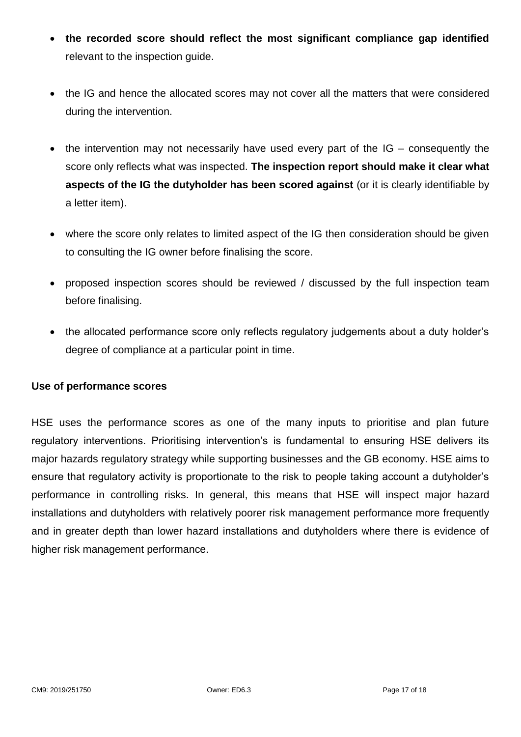- **the recorded score should reflect the most significant compliance gap identified** relevant to the inspection guide.

- the IG and hence the allocated scores may not cover all the matters that were considered during the intervention.

- the intervention may not necessarily have used every part of the IG – consequently the score only reflects what was inspected. **The inspection report should make it clear what aspects of the IG the dutyholder has been scored against** (or it is clearly identifiable by a letter item).

- where the score only relates to limited aspect of the IG then consideration should be given to consulting the IG owner before finalising the score.

- proposed inspection scores should be reviewed / discussed by the full inspection team before finalising.

- the allocated performance score only reflects regulatory judgements about a duty holder's degree of compliance at a particular point in time.

**Use of performance scores**

HSE uses the performance scores as one of the many inputs to prioritise and plan future regulatory interventions. Prioritising intervention's is fundamental to ensuring HSE delivers its major hazards regulatory strategy while supporting businesses and the GB economy. HSE aims to ensure that regulatory activity is proportionate to the risk to people taking account a dutyholder's performance in controlling risks. In general, this means that HSE will inspect major hazard installations and dutyholders with relatively poorer risk management performance more frequently and in greater depth than lower hazard installations and dutyholders where there is evidence of higher risk management performance.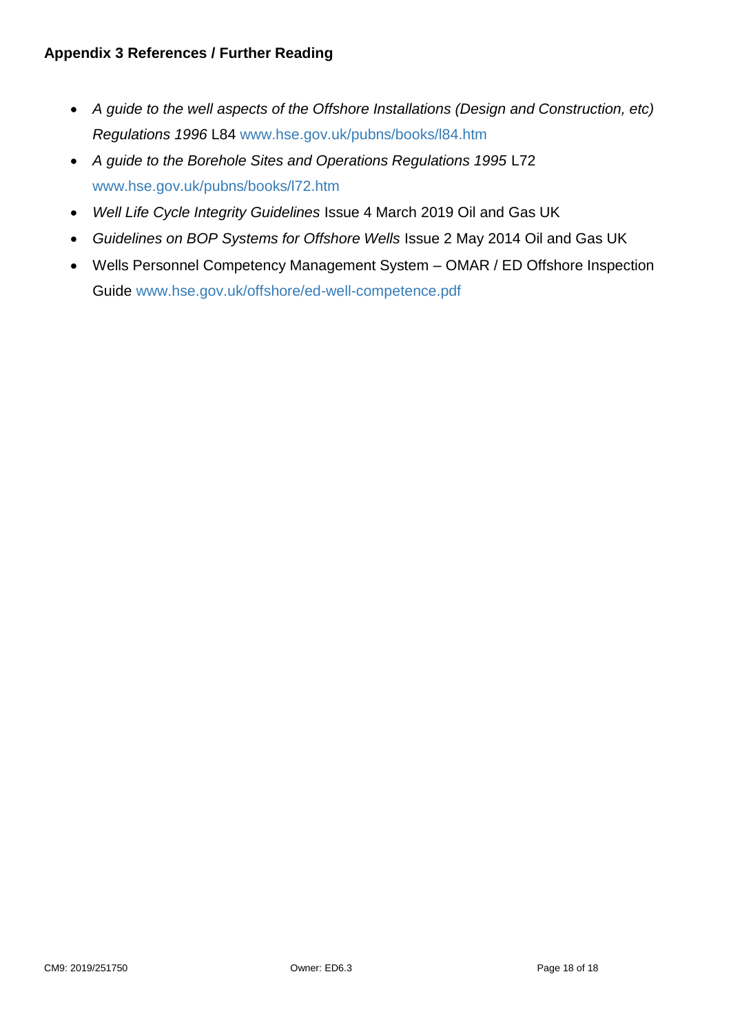### Appendix 3 References / Further Reading

- *A guide to the well aspects of the Offshore Installations (Design and Construction, etc) Regulations 1996* L84 www.hse.gov.uk/pubns/books/l84.htm
- *A guide to the Borehole Sites and Operations Regulations 1995* L72 www.hse.gov.uk/pubns/books/l72.htm
- *Well Life Cycle Integrity Guidelines* Issue 4 March 2019 Oil and Gas UK
- *Guidelines on BOP Systems for Offshore Wells* Issue 2 May 2014 Oil and Gas UK
- Wells Personnel Competency Management System – OMAR / ED Offshore Inspection Guide www.hse.gov.uk/offshore/ed-well-competence.pdf